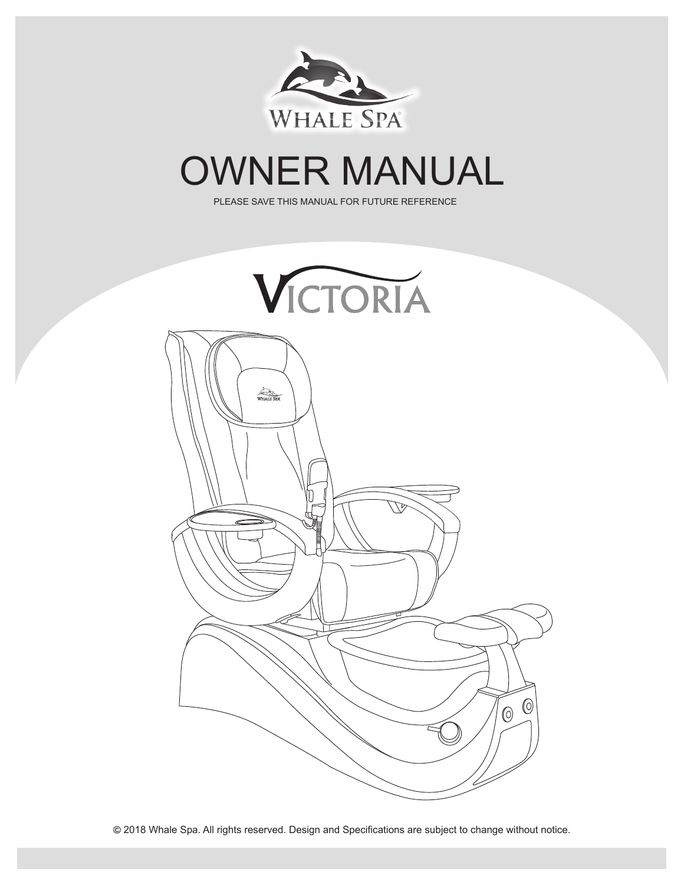WHALE SPA®

# OWNER MANUAL

PLEASE SAVE THIS MANUAL FOR FUTURE REFERENCE

## VICTORIA

© 2018 Whale Spa. All rights reserved. Design and Specifications are subject to change without notice.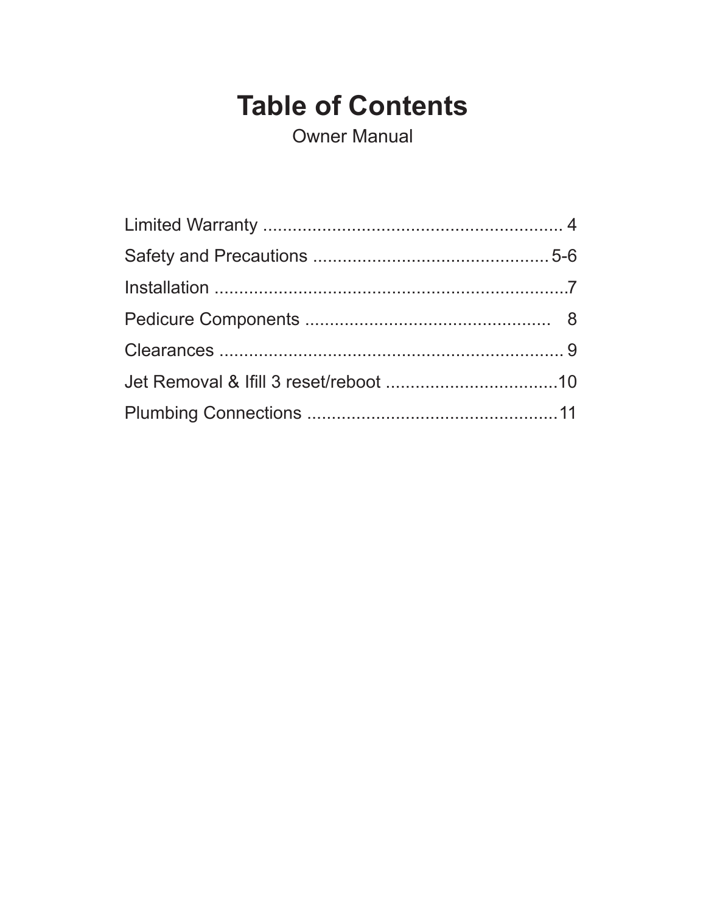# Table of Contents

Owner Manual

Limited Warranty ............................................................ 4

Safety and Precautions ............................................... 5-6

Installation .......................................................................7

Pedicure Components ................................................. 8

Clearances ..................................................................... 9

Jet Removal & Ifill 3 reset/reboot ..................................10

Plumbing Connections ..................................................11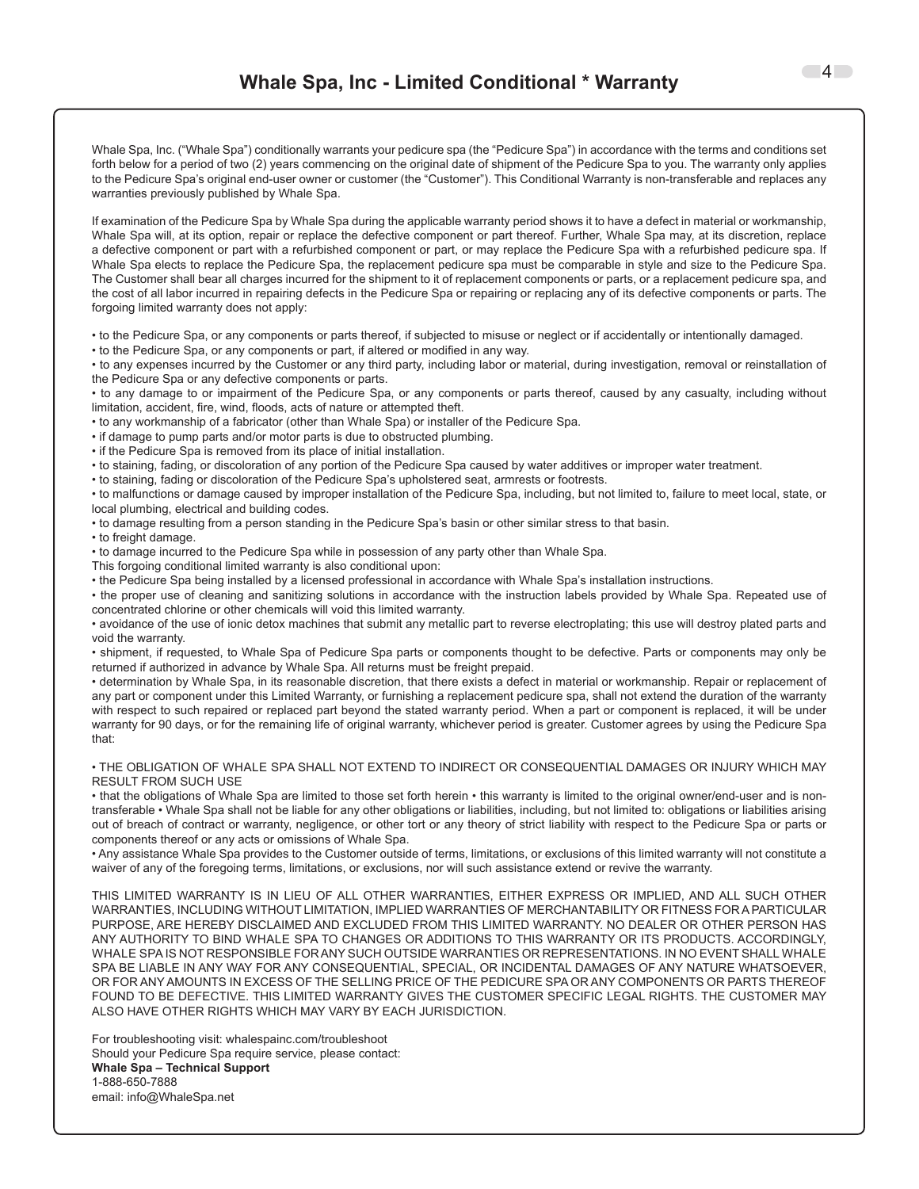# Whale Spa, Inc - Limited Conditional * Warranty

Whale Spa, Inc. ("Whale Spa") conditionally warrants your pedicure spa (the "Pedicure Spa") in accordance with the terms and conditions set forth below for a period of two (2) years commencing on the original date of shipment of the Pedicure Spa to you. The warranty only applies to the Pedicure Spa's original end-user owner or customer (the "Customer"). This Conditional Warranty is non-transferable and replaces any warranties previously published by Whale Spa.

If examination of the Pedicure Spa by Whale Spa during the applicable warranty period shows it to have a defect in material or workmanship, Whale Spa will, at its option, repair or replace the defective component or part thereof. Further, Whale Spa may, at its discretion, replace a defective component or part with a refurbished component or part, or may replace the Pedicure Spa with a refurbished pedicure spa. If Whale Spa elects to replace the Pedicure Spa, the replacement pedicure spa must be comparable in style and size to the Pedicure Spa. The Customer shall bear all charges incurred for the shipment to it of replacement components or parts, or a replacement pedicure spa, and the cost of all labor incurred in repairing defects in the Pedicure Spa or repairing or replacing any of its defective components or parts. The forgoing limited warranty does not apply:

- to the Pedicure Spa, or any components or parts thereof, if subjected to misuse or neglect or if accidentally or intentionally damaged.
- to the Pedicure Spa, or any components or part, if altered or modified in any way.
- to any expenses incurred by the Customer or any third party, including labor or material, during investigation, removal or reinstallation of the Pedicure Spa or any defective components or parts.
- to any damage to or impairment of the Pedicure Spa, or any components or parts thereof, caused by any casualty, including without limitation, accident, fire, wind, floods, acts of nature or attempted theft.
- to any workmanship of a fabricator (other than Whale Spa) or installer of the Pedicure Spa.
- if damage to pump parts and/or motor parts is due to obstructed plumbing.
- if the Pedicure Spa is removed from its place of initial installation.
- to staining, fading, or discoloration of any portion of the Pedicure Spa caused by water additives or improper water treatment.
- to staining, fading or discoloration of the Pedicure Spa's upholstered seat, armrests or footrests.
- to malfunctions or damage caused by improper installation of the Pedicure Spa, including, but not limited to, failure to meet local, state, or local plumbing, electrical and building codes.
- to damage resulting from a person standing in the Pedicure Spa's basin or other similar stress to that basin.
- to freight damage.
- to damage incurred to the Pedicure Spa while in possession of any party other than Whale Spa.

This forgoing conditional limited warranty is also conditional upon:

- the Pedicure Spa being installed by a licensed professional in accordance with Whale Spa's installation instructions.
- the proper use of cleaning and sanitizing solutions in accordance with the instruction labels provided by Whale Spa. Repeated use of concentrated chlorine or other chemicals will void this limited warranty.
- avoidance of the use of ionic detox machines that submit any metallic part to reverse electroplating; this use will destroy plated parts and void the warranty.
- shipment, if requested, to Whale Spa of Pedicure Spa parts or components thought to be defective. Parts or components may only be returned if authorized in advance by Whale Spa. All returns must be freight prepaid.
- determination by Whale Spa, in its reasonable discretion, that there exists a defect in material or workmanship. Repair or replacement of any part or component under this Limited Warranty, or furnishing a replacement pedicure spa, shall not extend the duration of the warranty with respect to such repaired or replaced part beyond the stated warranty period. When a part or component is replaced, it will be under warranty for 90 days, or for the remaining life of original warranty, whichever period is greater. Customer agrees by using the Pedicure Spa that:

• THE OBLIGATION OF WHALE SPA SHALL NOT EXTEND TO INDIRECT OR CONSEQUENTIAL DAMAGES OR INJURY WHICH MAY RESULT FROM SUCH USE

• that the obligations of Whale Spa are limited to those set forth herein • this warranty is limited to the original owner/end-user and is non-transferable • Whale Spa shall not be liable for any other obligations or liabilities, including, but not limited to: obligations or liabilities arising out of breach of contract or warranty, negligence, or other tort or any theory of strict liability with respect to the Pedicure Spa or parts or components thereof or any acts or omissions of Whale Spa.

• Any assistance Whale Spa provides to the Customer outside of terms, limitations, or exclusions of this limited warranty will not constitute a waiver of any of the foregoing terms, limitations, or exclusions, nor will such assistance extend or revive the warranty.

THIS LIMITED WARRANTY IS IN LIEU OF ALL OTHER WARRANTIES, EITHER EXPRESS OR IMPLIED, AND ALL SUCH OTHER WARRANTIES, INCLUDING WITHOUT LIMITATION, IMPLIED WARRANTIES OF MERCHANTABILITY OR FITNESS FOR A PARTICULAR PURPOSE, ARE HEREBY DISCLAIMED AND EXCLUDED FROM THIS LIMITED WARRANTY. NO DEALER OR OTHER PERSON HAS ANY AUTHORITY TO BIND WHALE SPA TO CHANGES OR ADDITIONS TO THIS WARRANTY OR ITS PRODUCTS. ACCORDINGLY, WHALE SPA IS NOT RESPONSIBLE FOR ANY SUCH OUTSIDE WARRANTIES OR REPRESENTATIONS. IN NO EVENT SHALL WHALE SPA BE LIABLE IN ANY WAY FOR ANY CONSEQUENTIAL, SPECIAL, OR INCIDENTAL DAMAGES OF ANY NATURE WHATSOEVER, OR FOR ANY AMOUNTS IN EXCESS OF THE SELLING PRICE OF THE PEDICURE SPA OR ANY COMPONENTS OR PARTS THEREOF FOUND TO BE DEFECTIVE. THIS LIMITED WARRANTY GIVES THE CUSTOMER SPECIFIC LEGAL RIGHTS. THE CUSTOMER MAY ALSO HAVE OTHER RIGHTS WHICH MAY VARY BY EACH JURISDICTION.

For troubleshooting visit: whalespainc.com/troubleshoot
Should your Pedicure Spa require service, please contact:
**Whale Spa – Technical Support**
1-888-650-7888
email: info@WhaleSpa.net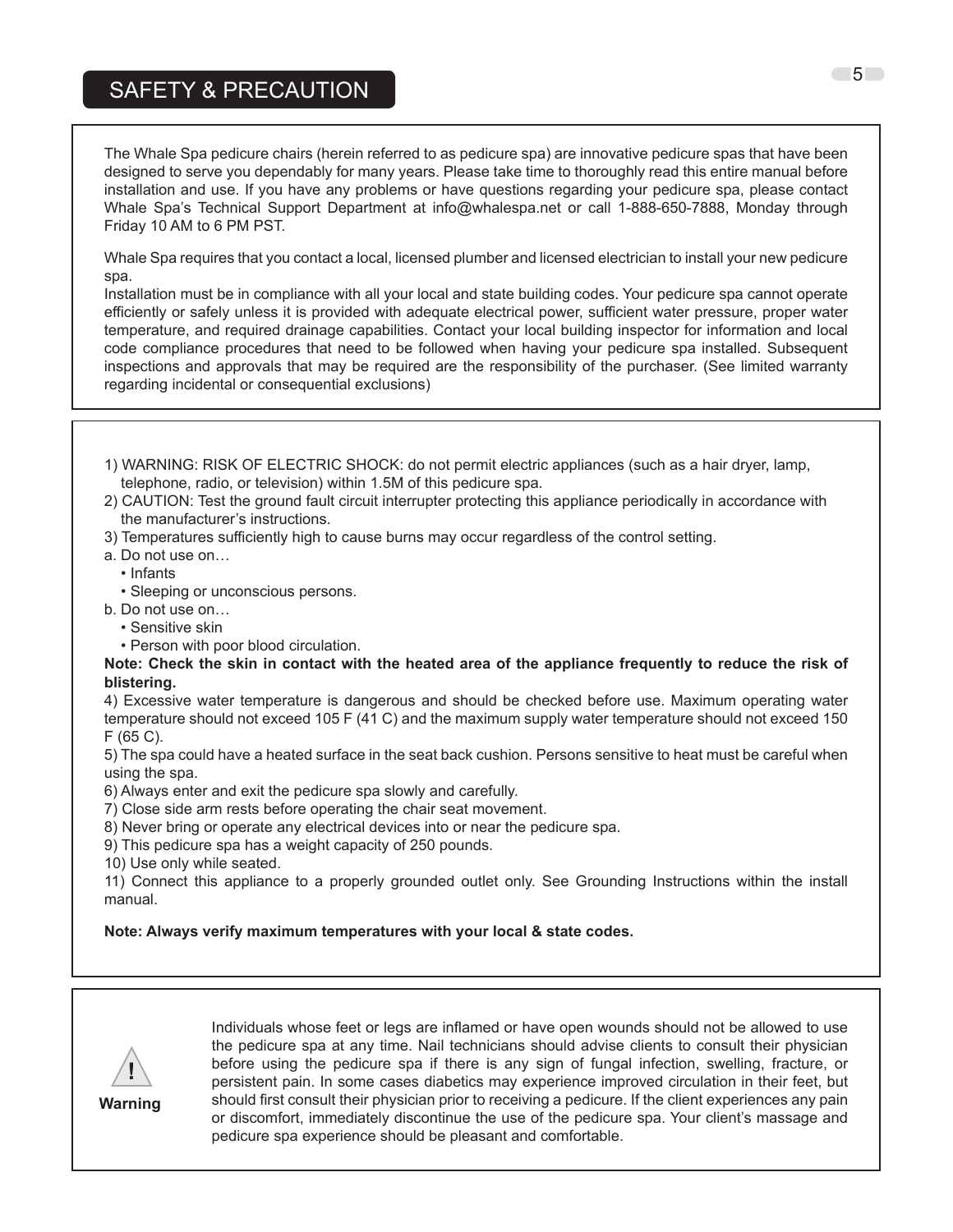# SAFETY & PRECAUTION

The Whale Spa pedicure chairs (herein referred to as pedicure spa) are innovative pedicure spas that have been designed to serve you dependably for many years. Please take time to thoroughly read this entire manual before installation and use. If you have any problems or have questions regarding your pedicure spa, please contact Whale Spa's Technical Support Department at info@whalespa.net or call 1-888-650-7888, Monday through Friday 10 AM to 6 PM PST.

Whale Spa requires that you contact a local, licensed plumber and licensed electrician to install your new pedicure spa.
Installation must be in compliance with all your local and state building codes. Your pedicure spa cannot operate efficiently or safely unless it is provided with adequate electrical power, sufficient water pressure, proper water temperature, and required drainage capabilities. Contact your local building inspector for information and local code compliance procedures that need to be followed when having your pedicure spa installed. Subsequent inspections and approvals that may be required are the responsibility of the purchaser. (See limited warranty regarding incidental or consequential exclusions)

1) WARNING: RISK OF ELECTRIC SHOCK: do not permit electric appliances (such as a hair dryer, lamp, telephone, radio, or television) within 1.5M of this pedicure spa.
2) CAUTION: Test the ground fault circuit interrupter protecting this appliance periodically in accordance with the manufacturer's instructions.
3) Temperatures sufficiently high to cause burns may occur regardless of the control setting.
a. Do not use on…
 • Infants
 • Sleeping or unconscious persons.
b. Do not use on…
 • Sensitive skin
 • Person with poor blood circulation.

**Note: Check the skin in contact with the heated area of the appliance frequently to reduce the risk of blistering.**

4) Excessive water temperature is dangerous and should be checked before use. Maximum operating water temperature should not exceed 105 F (41 C) and the maximum supply water temperature should not exceed 150 F (65 C).
5) The spa could have a heated surface in the seat back cushion. Persons sensitive to heat must be careful when using the spa.
6) Always enter and exit the pedicure spa slowly and carefully.
7) Close side arm rests before operating the chair seat movement.
8) Never bring or operate any electrical devices into or near the pedicure spa.
9) This pedicure spa has a weight capacity of 250 pounds.
10) Use only while seated.
11) Connect this appliance to a properly grounded outlet only. See Grounding Instructions within the install manual.

**Note: Always verify maximum temperatures with your local & state codes.**

**Warning**

Individuals whose feet or legs are inflamed or have open wounds should not be allowed to use the pedicure spa at any time. Nail technicians should advise clients to consult their physician before using the pedicure spa if there is any sign of fungal infection, swelling, fracture, or persistent pain. In some cases diabetics may experience improved circulation in their feet, but should first consult their physician prior to receiving a pedicure. If the client experiences any pain or discomfort, immediately discontinue the use of the pedicure spa. Your client's massage and pedicure spa experience should be pleasant and comfortable.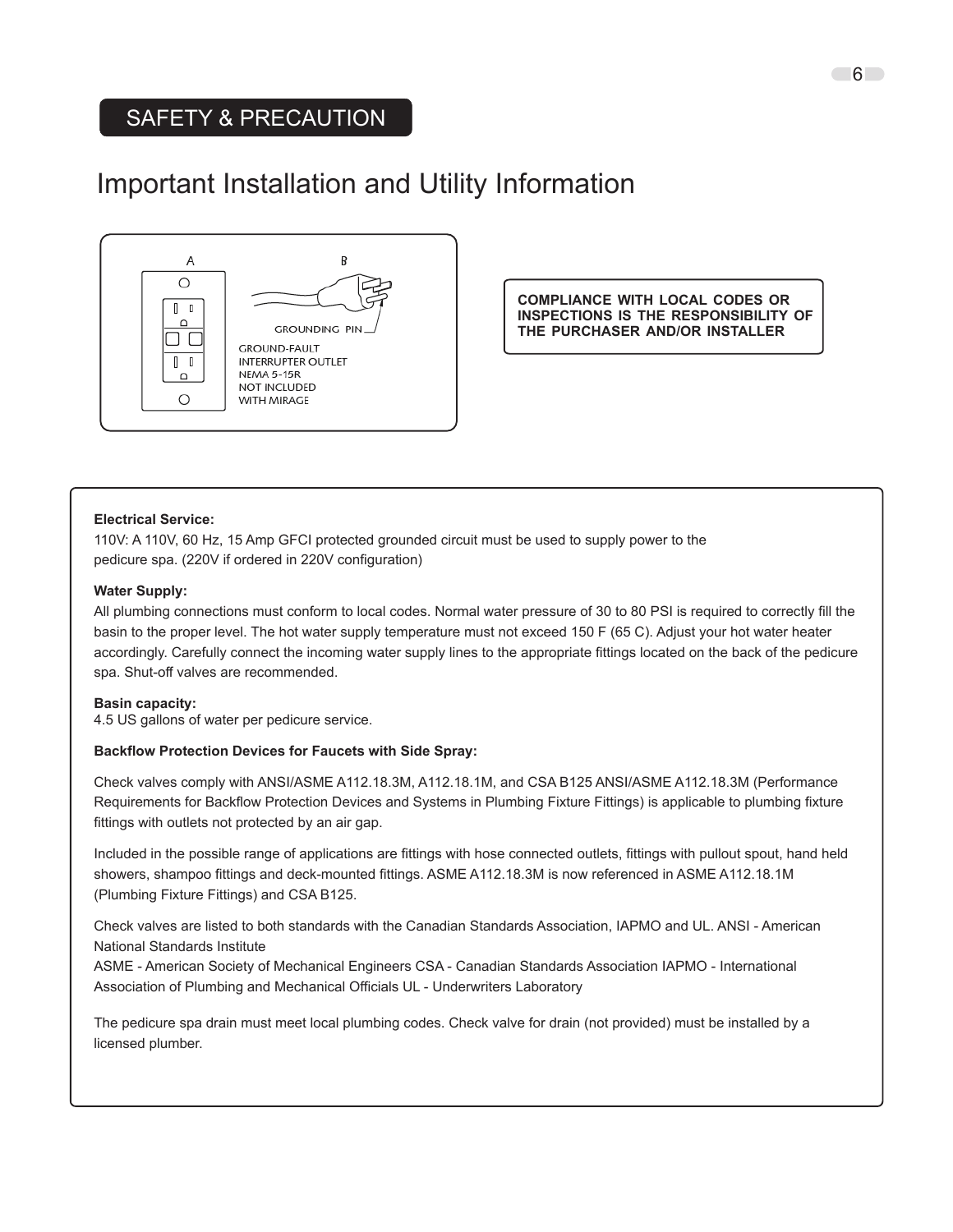SAFETY & PRECAUTION

# Important Installation and Utility Information

A

B

GROUNDING PIN

GROUND-FAULT INTERRUPTER OUTLET NEMA 5-15R NOT INCLUDED WITH MIRAGE

**COMPLIANCE WITH LOCAL CODES OR INSPECTIONS IS THE RESPONSIBILITY OF THE PURCHASER AND/OR INSTALLER**

**Electrical Service:**

110V: A 110V, 60 Hz, 15 Amp GFCI protected grounded circuit must be used to supply power to the pedicure spa. (220V if ordered in 220V configuration)

**Water Supply:**

All plumbing connections must conform to local codes. Normal water pressure of 30 to 80 PSI is required to correctly fill the basin to the proper level. The hot water supply temperature must not exceed 150 F (65 C). Adjust your hot water heater accordingly. Carefully connect the incoming water supply lines to the appropriate fittings located on the back of the pedicure spa. Shut-off valves are recommended.

**Basin capacity:**

4.5 US gallons of water per pedicure service.

**Backflow Protection Devices for Faucets with Side Spray:**

Check valves comply with ANSI/ASME A112.18.3M, A112.18.1M, and CSA B125 ANSI/ASME A112.18.3M (Performance Requirements for Backflow Protection Devices and Systems in Plumbing Fixture Fittings) is applicable to plumbing fixture fittings with outlets not protected by an air gap.

Included in the possible range of applications are fittings with hose connected outlets, fittings with pullout spout, hand held showers, shampoo fittings and deck-mounted fittings. ASME A112.18.3M is now referenced in ASME A112.18.1M (Plumbing Fixture Fittings) and CSA B125.

Check valves are listed to both standards with the Canadian Standards Association, IAPMO and UL. ANSI - American National Standards Institute

ASME - American Society of Mechanical Engineers CSA - Canadian Standards Association IAPMO - International Association of Plumbing and Mechanical Officials UL - Underwriters Laboratory

The pedicure spa drain must meet local plumbing codes. Check valve for drain (not provided) must be installed by a licensed plumber.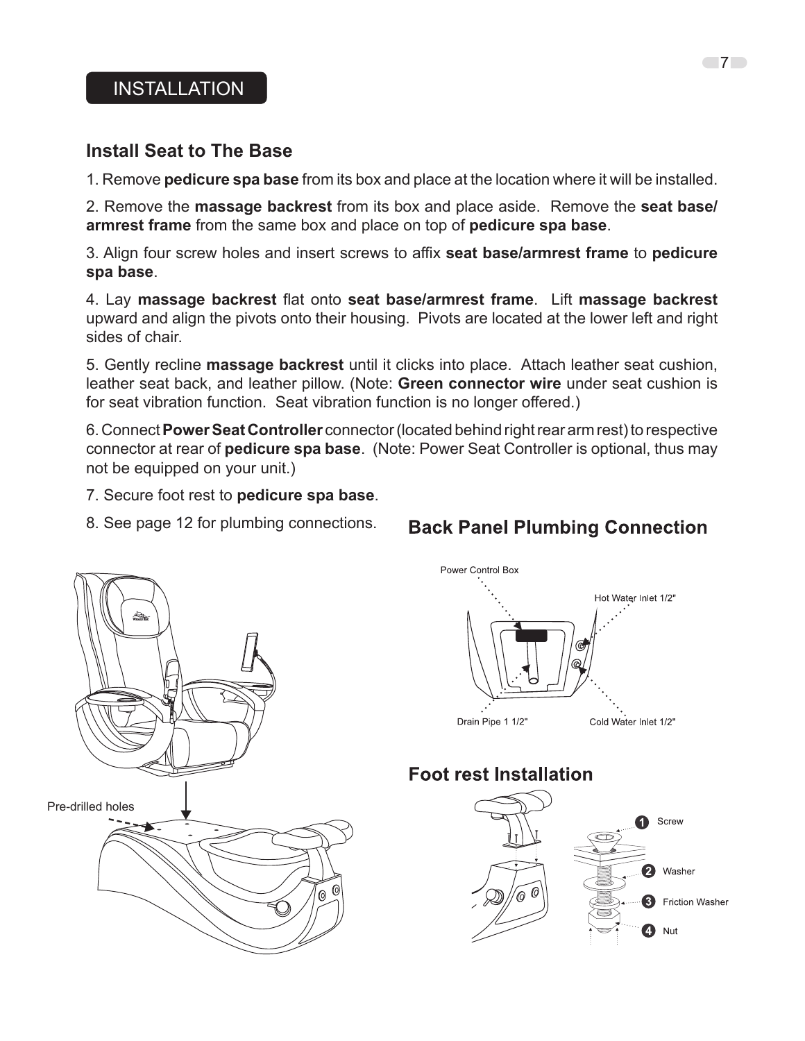# INSTALLATION

## Install Seat to The Base

1. Remove **pedicure spa base** from its box and place at the location where it will be installed.

2. Remove the **massage backrest** from its box and place aside. Remove the **seat base/ armrest frame** from the same box and place on top of **pedicure spa base**.

3. Align four screw holes and insert screws to affix **seat base/armrest frame** to **pedicure spa base**.

4. Lay **massage backrest** flat onto **seat base/armrest frame**. Lift **massage backrest** upward and align the pivots onto their housing. Pivots are located at the lower left and right sides of chair.

5. Gently recline **massage backrest** until it clicks into place. Attach leather seat cushion, leather seat back, and leather pillow. (Note: **Green connector wire** under seat cushion is for seat vibration function. Seat vibration function is no longer offered.)

6. Connect **Power Seat Controller** connector (located behind right rear arm rest) to respective connector at rear of **pedicure spa base**. (Note: Power Seat Controller is optional, thus may not be equipped on your unit.)

7. Secure foot rest to **pedicure spa base**.

8. See page 12 for plumbing connections.

Pre-drilled holes

## Back Panel Plumbing Connection

Power Control Box

Hot Water Inlet 1/2"

Drain Pipe 1 1/2"

Cold Water Inlet 1/2"

## Foot rest Installation

1. Screw
2. Washer
3. Friction Washer
4. Nut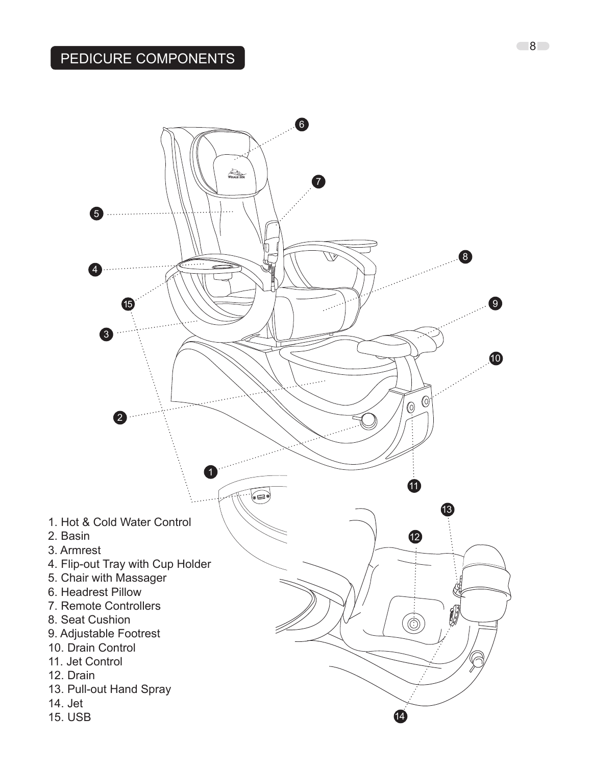# PEDICURE COMPONENTS

1. Hot & Cold Water Control
2. Basin
3. Armrest
4. Flip-out Tray with Cup Holder
5. Chair with Massager
6. Headrest Pillow
7. Remote Controllers
8. Seat Cushion
9. Adjustable Footrest
10. Drain Control
11. Jet Control
12. Drain
13. Pull-out Hand Spray
14. Jet
15. USB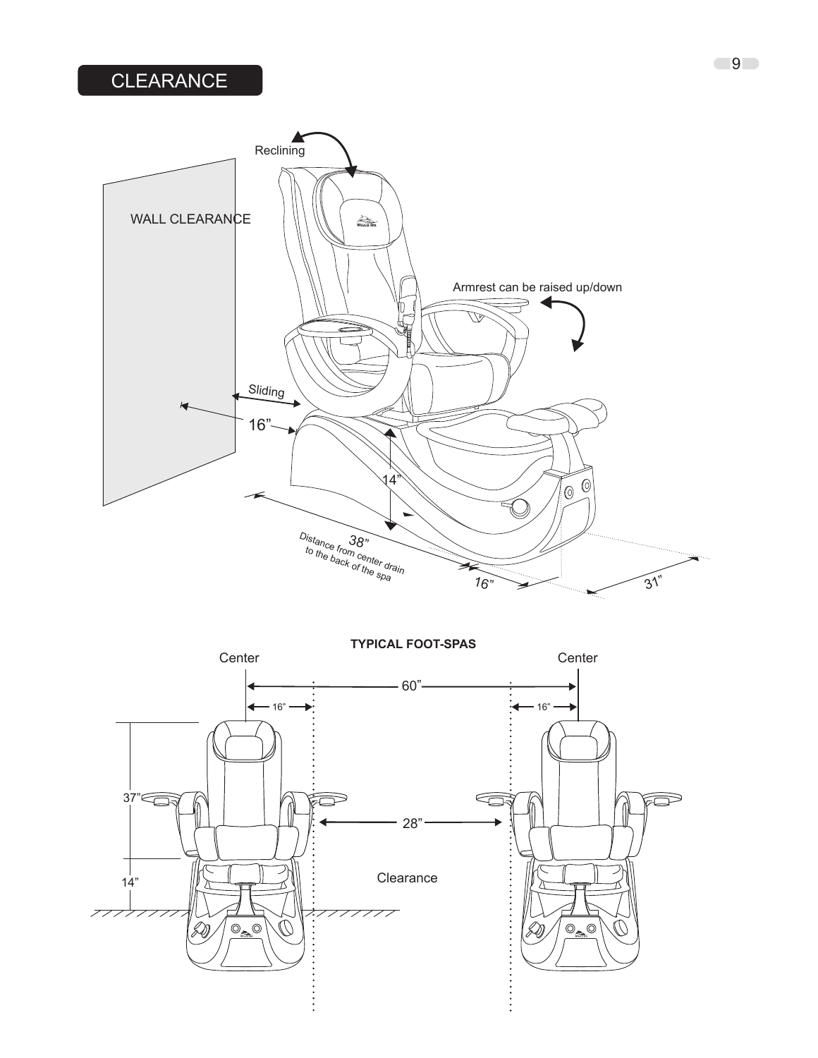# CLEARANCE

Reclining

WALL CLEARANCE

Armrest can be raised up/down

Sliding

16”

14”

38”

Distance from center drain to the back of the spa

16”

31”

**TYPICAL FOOT-SPAS**

Center

Center

60”

16”

16”

37”

28”

14”

Clearance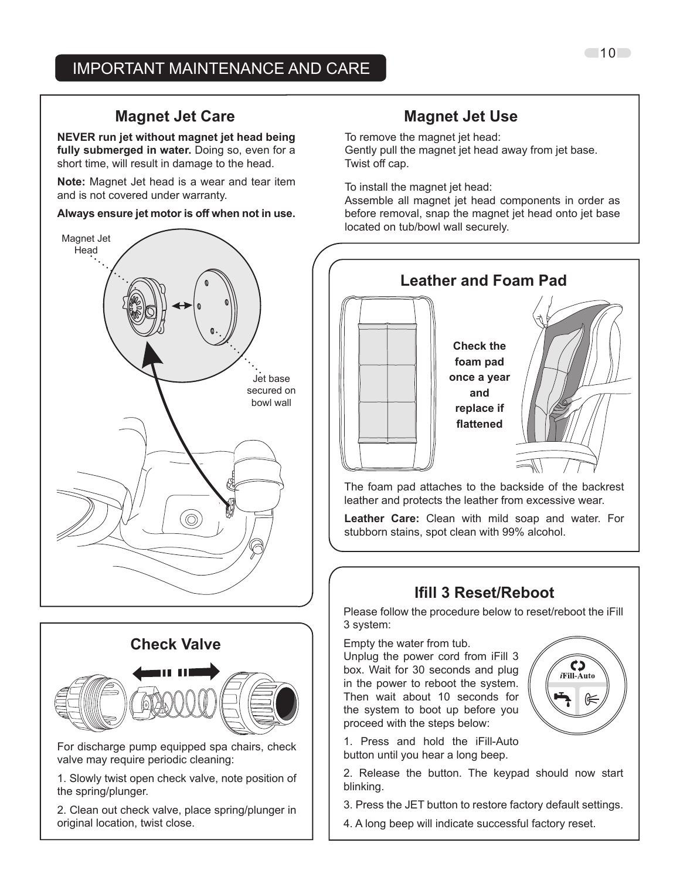# IMPORTANT MAINTENANCE AND CARE

## Magnet Jet Care

**NEVER run jet without magnet jet head being fully submerged in water.** Doing so, even for a short time, will result in damage to the head.

**Note:** Magnet Jet head is a wear and tear item and is not covered under warranty.

**Always ensure jet motor is off when not in use.**

Magnet Jet Head

Jet base secured on bowl wall

## Magnet Jet Use

To remove the magnet jet head:
Gently pull the magnet jet head away from jet base.
Twist off cap.

To install the magnet jet head:
Assemble all magnet jet head components in order as before removal, snap the magnet jet head onto jet base located on tub/bowl wall securely.

## Leather and Foam Pad

**Check the foam pad once a year and replace if flattened**

The foam pad attaches to the backside of the backrest leather and protects the leather from excessive wear.

**Leather Care:** Clean with mild soap and water. For stubborn stains, spot clean with 99% alcohol.

## Check Valve

For discharge pump equipped spa chairs, check valve may require periodic cleaning:

1. Slowly twist open check valve, note position of the spring/plunger.

2. Clean out check valve, place spring/plunger in original location, twist close.

## Ifill 3 Reset/Reboot

Please follow the procedure below to reset/reboot the iFill 3 system:

Empty the water from tub.
Unplug the power cord from iFill 3 box. Wait for 30 seconds and plug in the power to reboot the system. Then wait about 10 seconds for the system to boot up before you proceed with the steps below:

iFill-Auto

1. Press and hold the iFill-Auto button until you hear a long beep.

2. Release the button. The keypad should now start blinking.

3. Press the JET button to restore factory default settings.

4. A long beep will indicate successful factory reset.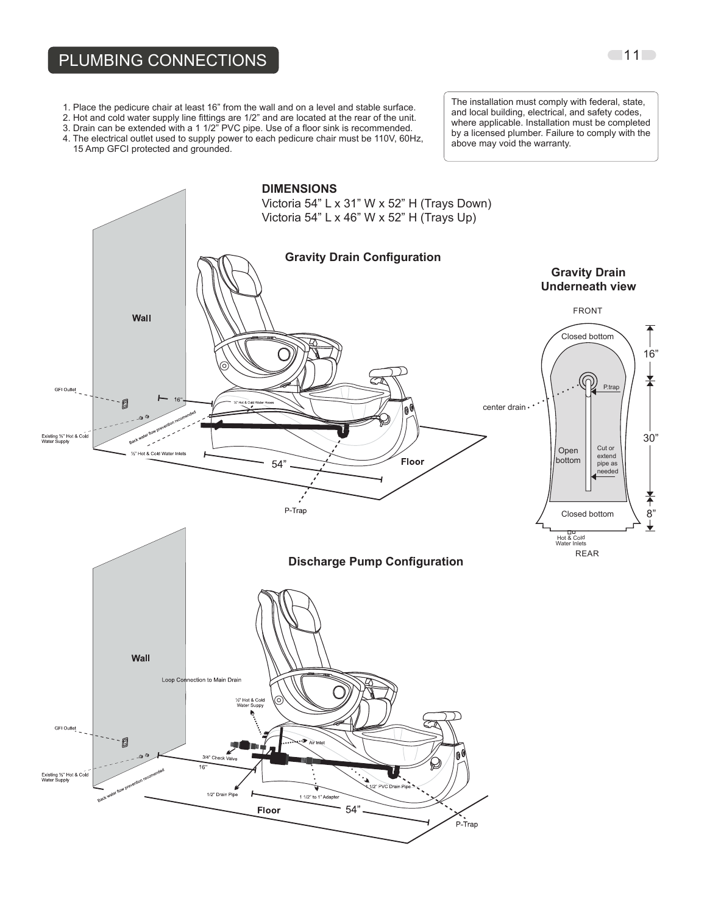# PLUMBING CONNECTIONS

1. Place the pedicure chair at least 16" from the wall and on a level and stable surface.
2. Hot and cold water supply line fittings are 1/2" and are located at the rear of the unit.
3. Drain can be extended with a 1 1/2" PVC pipe. Use of a floor sink is recommended.
4. The electrical outlet used to supply power to each pedicure chair must be 110V, 60Hz, 15 Amp GFCI protected and grounded.

The installation must comply with federal, state, and local building, electrical, and safety codes, where applicable. Installation must be completed by a licensed plumber. Failure to comply with the above may void the warranty.

**DIMENSIONS**

Victoria 54" L x 31" W x 52" H (Trays Down)
Victoria 54" L x 46" W x 52" H (Trays Up)

### Gravity Drain Configuration

Wall

GFI Outlet

16"

½" Hot & Cold Water Hoses

Existing ½" Hot & Cold Water Supply

Back water flow prevention recomended

½" Hot & Cold Water Inlets

54"

Floor

P-Trap

### Gravity Drain Underneath view

FRONT

Closed bottom

16"

P.trap

center drain

30"

Open bottom

Cut or extend pipe as needed

Closed bottom

8"

Hot & Cold Water Inlets

REAR

### Discharge Pump Configuration

Wall

Loop Connection to Main Drain

½" Hot & Cold Water Suppy

GFI Outlet

Air Inlet

Existing ½" Hot & Cold Water Supply

3/4" Check Valve

16"

Back water flow prevention recomended

1/2" Drain Pipe

1 1/2" to 1" Adapter

1 1/2" PVC Drain Pipe

Floor

54"

P-Trap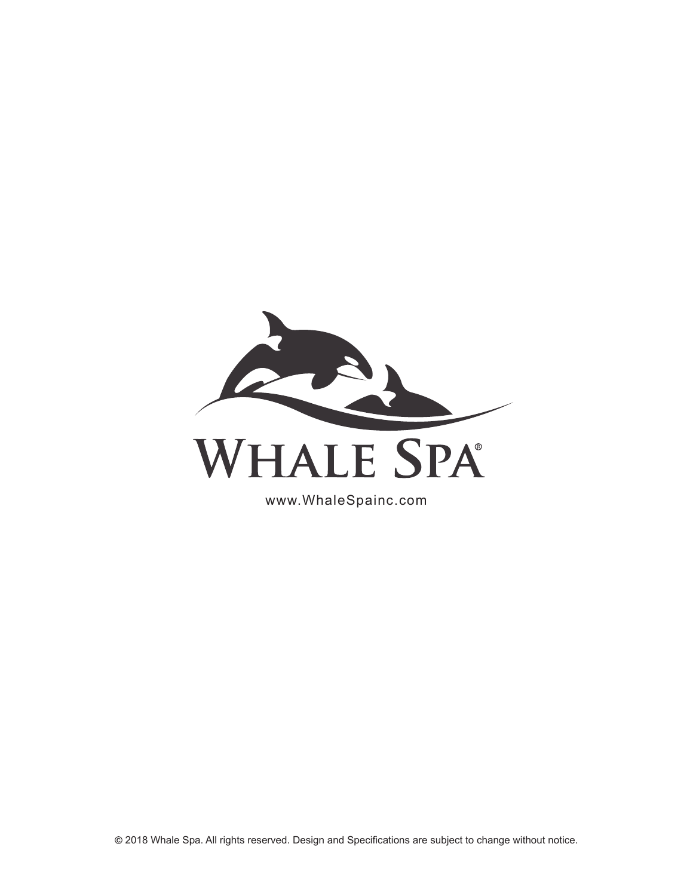WHALE SPA®

www.WhaleSpainc.com

© 2018 Whale Spa. All rights reserved. Design and Specifications are subject to change without notice.